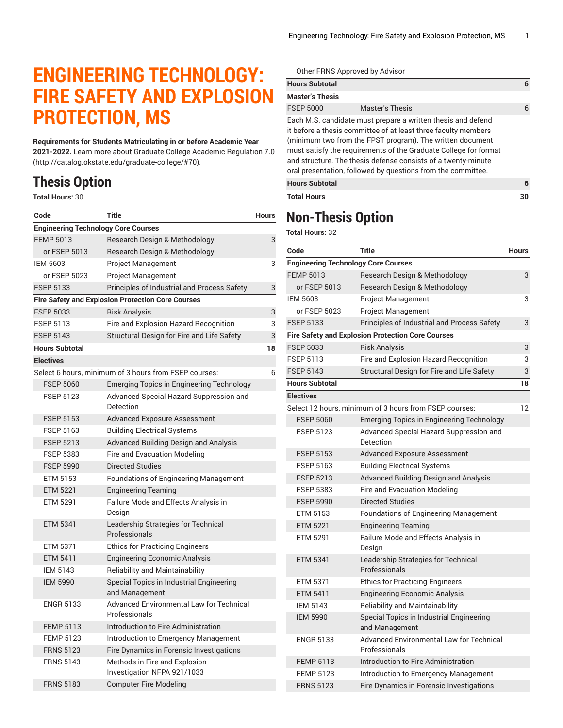# ENGINEERING TECHNOLOGY: FIRE SAFETY AND EXPLOSION PROTECTION, MS

**Requirements for Students Matriculating in or before Academic Year 2021-2022.** Learn more about Graduate College Academic Regulation 7.0 (http://catalog.okstate.edu/graduate-college/#70).

## Thesis Option

**Total Hours:** 30

| Code | Title | Hours |
|---|---|---|
| **Engineering Technology Core Courses** | | |
| FEMP 5013 | Research Design & Methodology | 3 |
| or FSEP 5013 | Research Design & Methodology | |
| IEM 5603 | Project Management | 3 |
| or FSEP 5023 | Project Management | |
| FSEP 5133 | Principles of Industrial and Process Safety | 3 |
| **Fire Safety and Explosion Protection Core Courses** | | |
| FSEP 5033 | Risk Analysis | 3 |
| FSEP 5113 | Fire and Explosion Hazard Recognition | 3 |
| FSEP 5143 | Structural Design for Fire and Life Safety | 3 |
| **Hours Subtotal** | | **18** |
| **Electives** | | |
| Select 6 hours, minimum of 3 hours from FSEP courses: | | 6 |
| FSEP 5060 | Emerging Topics in Engineering Technology | |
| FSEP 5123 | Advanced Special Hazard Suppression and Detection | |
| FSEP 5153 | Advanced Exposure Assessment | |
| FSEP 5163 | Building Electrical Systems | |
| FSEP 5213 | Advanced Building Design and Analysis | |
| FSEP 5383 | Fire and Evacuation Modeling | |
| FSEP 5990 | Directed Studies | |
| ETM 5153 | Foundations of Engineering Management | |
| ETM 5221 | Engineering Teaming | |
| ETM 5291 | Failure Mode and Effects Analysis in Design | |
| ETM 5341 | Leadership Strategies for Technical Professionals | |
| ETM 5371 | Ethics for Practicing Engineers | |
| ETM 5411 | Engineering Economic Analysis | |
| IEM 5143 | Reliability and Maintainability | |
| IEM 5990 | Special Topics in Industrial Engineering and Management | |
| ENGR 5133 | Advanced Environmental Law for Technical Professionals | |
| FEMP 5113 | Introduction to Fire Administration | |
| FEMP 5123 | Introduction to Emergency Management | |
| FRNS 5123 | Fire Dynamics in Forensic Investigations | |
| FRNS 5143 | Methods in Fire and Explosion Investigation NFPA 921/1033 | |
| FRNS 5183 | Computer Fire Modeling | |
| Other FRNS Approved by Advisor | | |
| **Hours Subtotal** | | **6** |
| **Master's Thesis** | | |
| FSEP 5000 | Master's Thesis | 6 |
| Each M.S. candidate must prepare a written thesis and defend it before a thesis committee of at least three faculty members (minimum two from the FPST program). The written document must satisfy the requirements of the Graduate College for format and structure. The thesis defense consists of a twenty-minute oral presentation, followed by questions from the committee. | | |
| **Hours Subtotal** | | **6** |
| **Total Hours** | | **30** |

## Non-Thesis Option

**Total Hours:** 32

| Code | Title | Hours |
|---|---|---|
| **Engineering Technology Core Courses** | | |
| FEMP 5013 | Research Design & Methodology | 3 |
| or FSEP 5013 | Research Design & Methodology | |
| IEM 5603 | Project Management | 3 |
| or FSEP 5023 | Project Management | |
| FSEP 5133 | Principles of Industrial and Process Safety | 3 |
| **Fire Safety and Explosion Protection Core Courses** | | |
| FSEP 5033 | Risk Analysis | 3 |
| FSEP 5113 | Fire and Explosion Hazard Recognition | 3 |
| FSEP 5143 | Structural Design for Fire and Life Safety | 3 |
| **Hours Subtotal** | | **18** |
| **Electives** | | |
| Select 12 hours, minimum of 3 hours from FSEP courses: | | 12 |
| FSEP 5060 | Emerging Topics in Engineering Technology | |
| FSEP 5123 | Advanced Special Hazard Suppression and Detection | |
| FSEP 5153 | Advanced Exposure Assessment | |
| FSEP 5163 | Building Electrical Systems | |
| FSEP 5213 | Advanced Building Design and Analysis | |
| FSEP 5383 | Fire and Evacuation Modeling | |
| FSEP 5990 | Directed Studies | |
| ETM 5153 | Foundations of Engineering Management | |
| ETM 5221 | Engineering Teaming | |
| ETM 5291 | Failure Mode and Effects Analysis in Design | |
| ETM 5341 | Leadership Strategies for Technical Professionals | |
| ETM 5371 | Ethics for Practicing Engineers | |
| ETM 5411 | Engineering Economic Analysis | |
| IEM 5143 | Reliability and Maintainability | |
| IEM 5990 | Special Topics in Industrial Engineering and Management | |
| ENGR 5133 | Advanced Environmental Law for Technical Professionals | |
| FEMP 5113 | Introduction to Fire Administration | |
| FEMP 5123 | Introduction to Emergency Management | |
| FRNS 5123 | Fire Dynamics in Forensic Investigations | |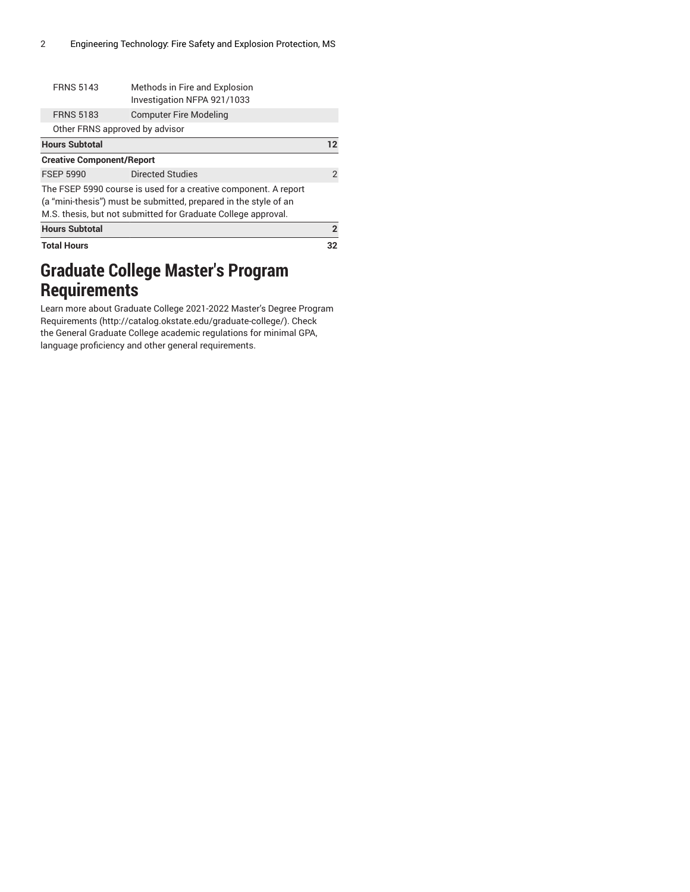| | | |
|---|---|---|
| FRNS 5143 | Methods in Fire and Explosion Investigation NFPA 921/1033 | |
| FRNS 5183 | Computer Fire Modeling | |
| Other FRNS approved by advisor | | |
| **Hours Subtotal** | | **12** |
| **Creative Component/Report** | | |
| FSEP 5990 | Directed Studies | 2 |
| The FSEP 5990 course is used for a creative component. A report (a "mini-thesis") must be submitted, prepared in the style of an M.S. thesis, but not submitted for Graduate College approval. | | |
| **Hours Subtotal** | | **2** |
| **Total Hours** | | **32** |

# Graduate College Master's Program Requirements

Learn more about Graduate College 2021-2022 Master's Degree Program Requirements (http://catalog.okstate.edu/graduate-college/). Check the General Graduate College academic regulations for minimal GPA, language proficiency and other general requirements.